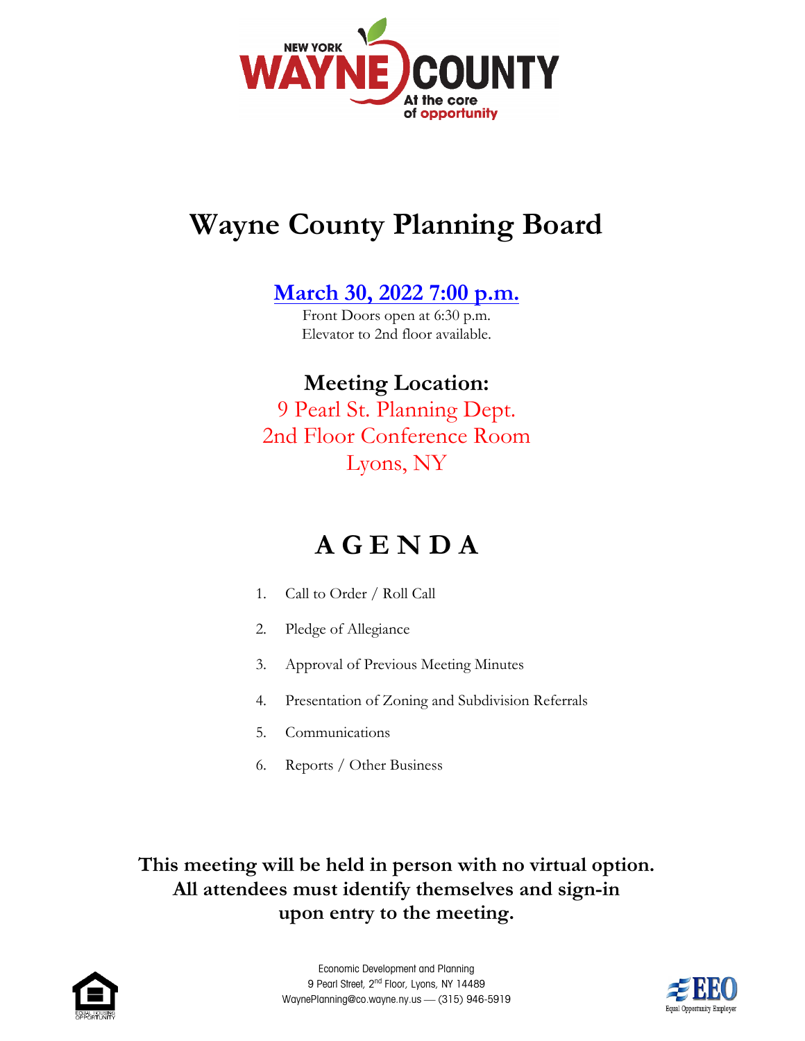NEW YORK WAYNE COUNTY At the core of opportunity

# Wayne County Planning Board

## March 30, 2022 7:00 p.m.

Front Doors open at 6:30 p.m.
Elevator to 2nd floor available.

## Meeting Location:

9 Pearl St. Planning Dept.
2nd Floor Conference Room
Lyons, NY

# A G E N D A

1. Call to Order / Roll Call
2. Pledge of Allegiance
3. Approval of Previous Meeting Minutes
4. Presentation of Zoning and Subdivision Referrals
5. Communications
6. Reports / Other Business

**This meeting will be held in person with no virtual option. All attendees must identify themselves and sign-in upon entry to the meeting.**

Economic Development and Planning
9 Pearl Street, 2nd Floor, Lyons, NY 14489
WaynePlanning@co.wayne.ny.us — (315) 946-5919

EQUAL HOUSING OPPORTUNITY

EEO Equal Opportunity Employer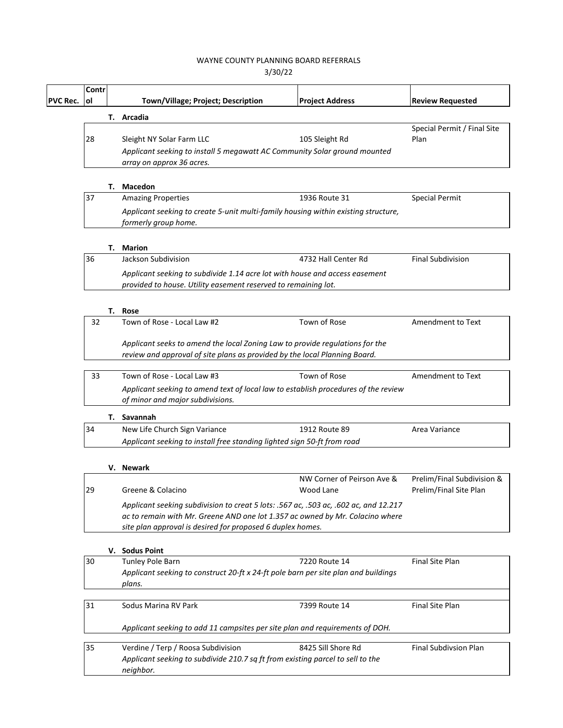WAYNE COUNTY PLANNING BOARD REFERRALS

3/30/22

| PVC Rec. | Control | | Town/Village; Project; Description | Project Address | Review Requested |
|---|---|---|---|---|---|
| | | T. | **Arcadia** | | |
| | 28 | | Sleight NY Solar Farm LLC | 105 Sleight Rd | Special Permit / Final Site Plan |
| | | | *Applicant seeking to install 5 megawatt AC Community Solar ground mounted array on approx 36 acres.* | | |
| | | T. | **Macedon** | | |
| | 37 | | Amazing Properties | 1936 Route 31 | Special Permit |
| | | | *Applicant seeking to create 5-unit multi-family housing within existing structure, formerly group home.* | | |
| | | T. | **Marion** | | |
| | 36 | | Jackson Subdivision | 4732 Hall Center Rd | Final Subdivision |
| | | | *Applicant seeking to subdivide 1.14 acre lot with house and access easement provided to house. Utility easement reserved to remaining lot.* | | |
| | | T. | **Rose** | | |
| | 32 | | Town of Rose - Local Law #2 | Town of Rose | Amendment to Text |
| | | | *Applicant seeks to amend the local Zoning Law to provide regulations for the review and approval of site plans as provided by the local Planning Board.* | | |
| | 33 | | Town of Rose - Local Law #3 | Town of Rose | Amendment to Text |
| | | | *Applicant seeking to amend text of local law to establish procedures of the review of minor and major subdivisions.* | | |
| | | T. | **Savannah** | | |
| | 34 | | New Life Church Sign Variance | 1912 Route 89 | Area Variance |
| | | | *Applicant seeking to install free standing lighted sign 50-ft from road* | | |
| | | V. | **Newark** | | |
| | 29 | | Greene & Colacino | NW Corner of Peirson Ave & Wood Lane | Prelim/Final Subdivision & Prelim/Final Site Plan |
| | | | *Applicant seeking subdivision to creat 5 lots: .567 ac, .503 ac, .602 ac, and 12.217 ac to remain with Mr. Greene AND one lot 1.357 ac owned by Mr. Colacino where site plan approval is desired for proposed 6 duplex homes.* | | |
| | | V. | **Sodus Point** | | |
| | 30 | | Tunley Pole Barn | 7220 Route 14 | Final Site Plan |
| | | | *Applicant seeking to construct 20-ft x 24-ft pole barn per site plan and buildings plans.* | | |
| | 31 | | Sodus Marina RV Park | 7399 Route 14 | Final Site Plan |
| | | | *Applicant seeking to add 11 campsites per site plan and requirements of DOH.* | | |
| | 35 | | Verdine / Terp / Roosa Subdivision | 8425 Sill Shore Rd | Final Subdivsion Plan |
| | | | *Applicant seeking to subdivide 210.7 sq ft from existing parcel to sell to the neighbor.* | | |